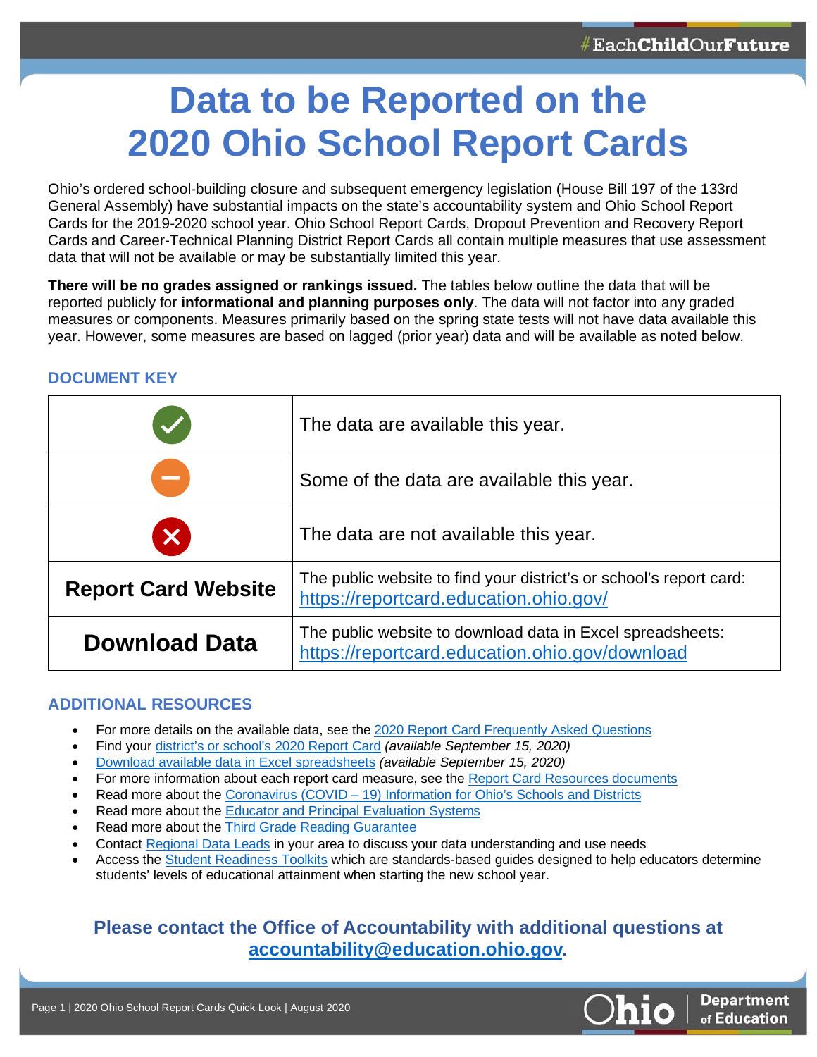# Data to be Reported on the 2020 Ohio School Report Cards

Ohio's ordered school-building closure and subsequent emergency legislation (House Bill 197 of the 133rd General Assembly) have substantial impacts on the state's accountability system and Ohio School Report Cards for the 2019-2020 school year. Ohio School Report Cards, Dropout Prevention and Recovery Report Cards and Career-Technical Planning District Report Cards all contain multiple measures that use assessment data that will not be available or may be substantially limited this year.

**There will be no grades assigned or rankings issued.** The tables below outline the data that will be reported publicly for **informational and planning purposes only**. The data will not factor into any graded measures or components. Measures primarily based on the spring state tests will not have data available this year. However, some measures are based on lagged (prior year) data and will be available as noted below.

## DOCUMENT KEY

| | |
|---|---|
| ✓ | The data are available this year. |
| – | Some of the data are available this year. |
| ✕ | The data are not available this year. |
| **Report Card Website** | The public website to find your district's or school's report card: https://reportcard.education.ohio.gov/ |
| **Download Data** | The public website to download data in Excel spreadsheets: https://reportcard.education.ohio.gov/download |

## ADDITIONAL RESOURCES

- For more details on the available data, see the 2020 Report Card Frequently Asked Questions
- Find your district's or school's 2020 Report Card *(available September 15, 2020)*
- Download available data in Excel spreadsheets *(available September 15, 2020)*
- For more information about each report card measure, see the Report Card Resources documents
- Read more about the Coronavirus (COVID – 19) Information for Ohio's Schools and Districts
- Read more about the Educator and Principal Evaluation Systems
- Read more about the Third Grade Reading Guarantee
- Contact Regional Data Leads in your area to discuss your data understanding and use needs
- Access the Student Readiness Toolkits which are standards-based guides designed to help educators determine students' levels of educational attainment when starting the new school year.

**Please contact the Office of Accountability with additional questions at accountability@education.ohio.gov.**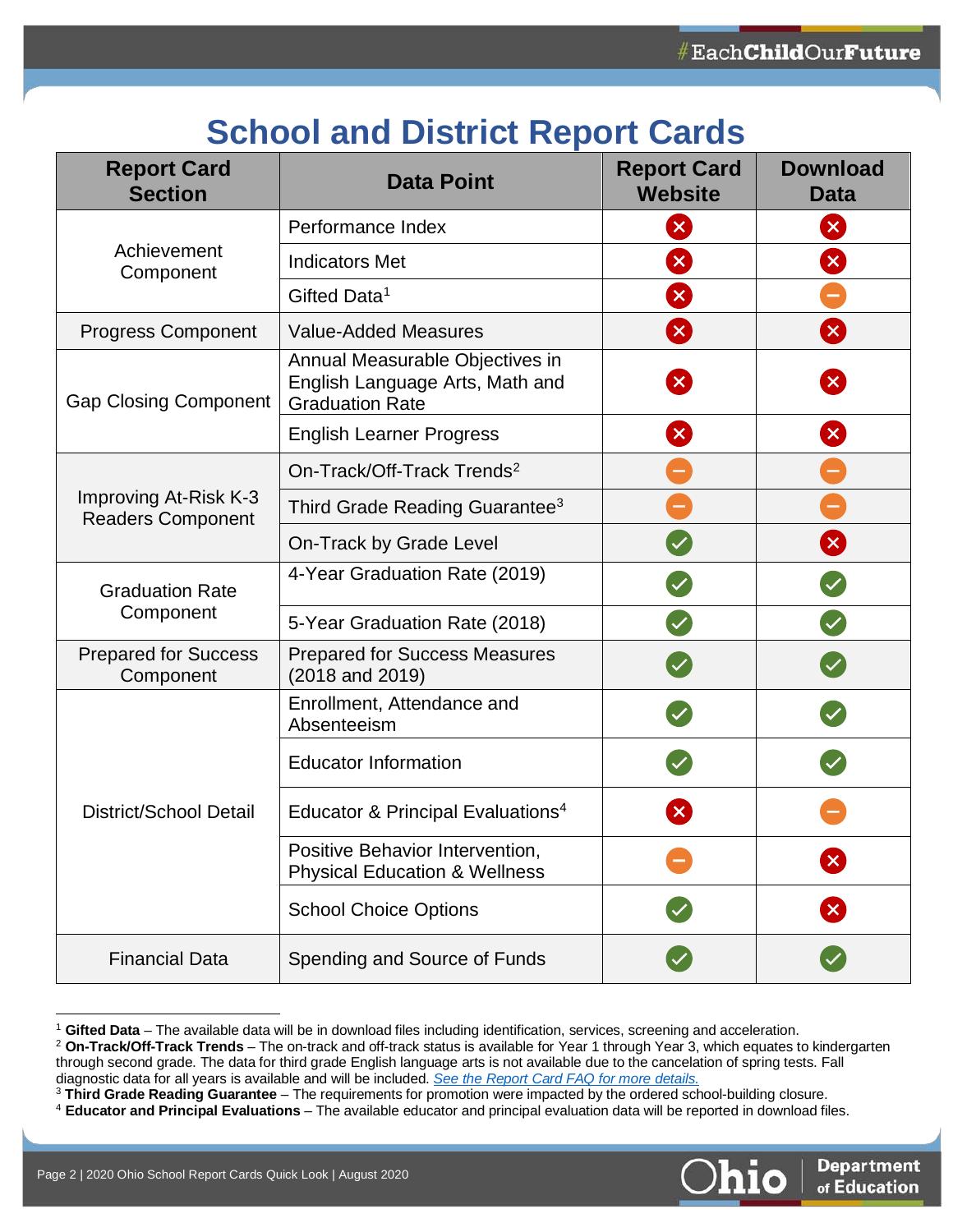#EachChildOurFuture

# School and District Report Cards

| Report Card Section | Data Point | Report Card Website | Download Data |
|---|---|---|---|
| Achievement Component | Performance Index | ✗ | ✗ |
| | Indicators Met | ✗ | ✗ |
| | Gifted Data[1] | ✗ | – |
| Progress Component | Value-Added Measures | ✗ | ✗ |
| Gap Closing Component | Annual Measurable Objectives in English Language Arts, Math and Graduation Rate | ✗ | ✗ |
| | English Learner Progress | ✗ | ✗ |
| Improving At-Risk K-3 Readers Component | On-Track/Off-Track Trends[2] | – | – |
| | Third Grade Reading Guarantee[3] | – | – |
| | On-Track by Grade Level | ✓ | ✗ |
| Graduation Rate Component | 4-Year Graduation Rate (2019) | ✓ | ✓ |
| | 5-Year Graduation Rate (2018) | ✓ | ✓ |
| Prepared for Success Component | Prepared for Success Measures (2018 and 2019) | ✓ | ✓ |
| District/School Detail | Enrollment, Attendance and Absenteeism | ✓ | ✓ |
| | Educator Information | ✓ | ✓ |
| | Educator & Principal Evaluations[4] | ✗ | – |
| | Positive Behavior Intervention, Physical Education & Wellness | – | ✗ |
| | School Choice Options | ✓ | ✗ |
| Financial Data | Spending and Source of Funds | ✓ | ✓ |

[1] **Gifted Data** – The available data will be in download files including identification, services, screening and acceleration.

[2] **On-Track/Off-Track Trends** – The on-track and off-track status is available for Year 1 through Year 3, which equates to kindergarten through second grade. The data for third grade English language arts is not available due to the cancelation of spring tests. Fall diagnostic data for all years is available and will be included. *See the Report Card FAQ for more details.*

[3] **Third Grade Reading Guarantee** – The requirements for promotion were impacted by the ordered school-building closure.

[4] **Educator and Principal Evaluations** – The available educator and principal evaluation data will be reported in download files.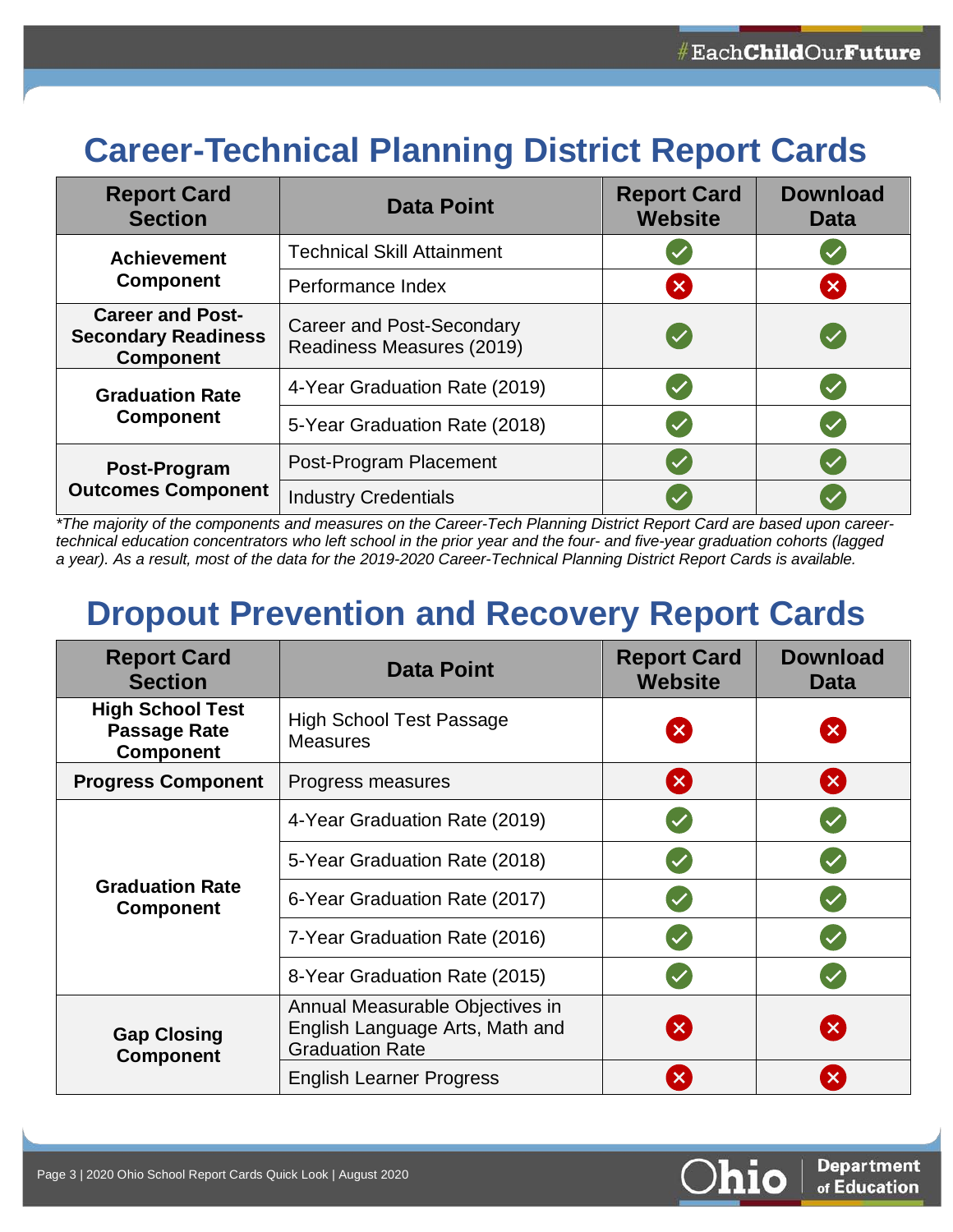# Career-Technical Planning District Report Cards

| Report Card Section | Data Point | Report Card Website | Download Data |
|---|---|---|---|
| Achievement Component | Technical Skill Attainment | ✓ | ✓ |
| | Performance Index | ✗ | ✗ |
| Career and Post-Secondary Readiness Component | Career and Post-Secondary Readiness Measures (2019) | ✓ | ✓ |
| Graduation Rate Component | 4-Year Graduation Rate (2019) | ✓ | ✓ |
| | 5-Year Graduation Rate (2018) | ✓ | ✓ |
| Post-Program Outcomes Component | Post-Program Placement | ✓ | ✓ |
| | Industry Credentials | ✓ | ✓ |

*\*The majority of the components and measures on the Career-Tech Planning District Report Card are based upon career-technical education concentrators who left school in the prior year and the four- and five-year graduation cohorts (lagged a year). As a result, most of the data for the 2019-2020 Career-Technical Planning District Report Cards is available.*

# Dropout Prevention and Recovery Report Cards

| Report Card Section | Data Point | Report Card Website | Download Data |
|---|---|---|---|
| High School Test Passage Rate Component | High School Test Passage Measures | ✗ | ✗ |
| Progress Component | Progress measures | ✗ | ✗ |
| Graduation Rate Component | 4-Year Graduation Rate (2019) | ✓ | ✓ |
| | 5-Year Graduation Rate (2018) | ✓ | ✓ |
| | 6-Year Graduation Rate (2017) | ✓ | ✓ |
| | 7-Year Graduation Rate (2016) | ✓ | ✓ |
| | 8-Year Graduation Rate (2015) | ✓ | ✓ |
| Gap Closing Component | Annual Measurable Objectives in English Language Arts, Math and Graduation Rate | ✗ | ✗ |
| | English Learner Progress | ✗ | ✗ |